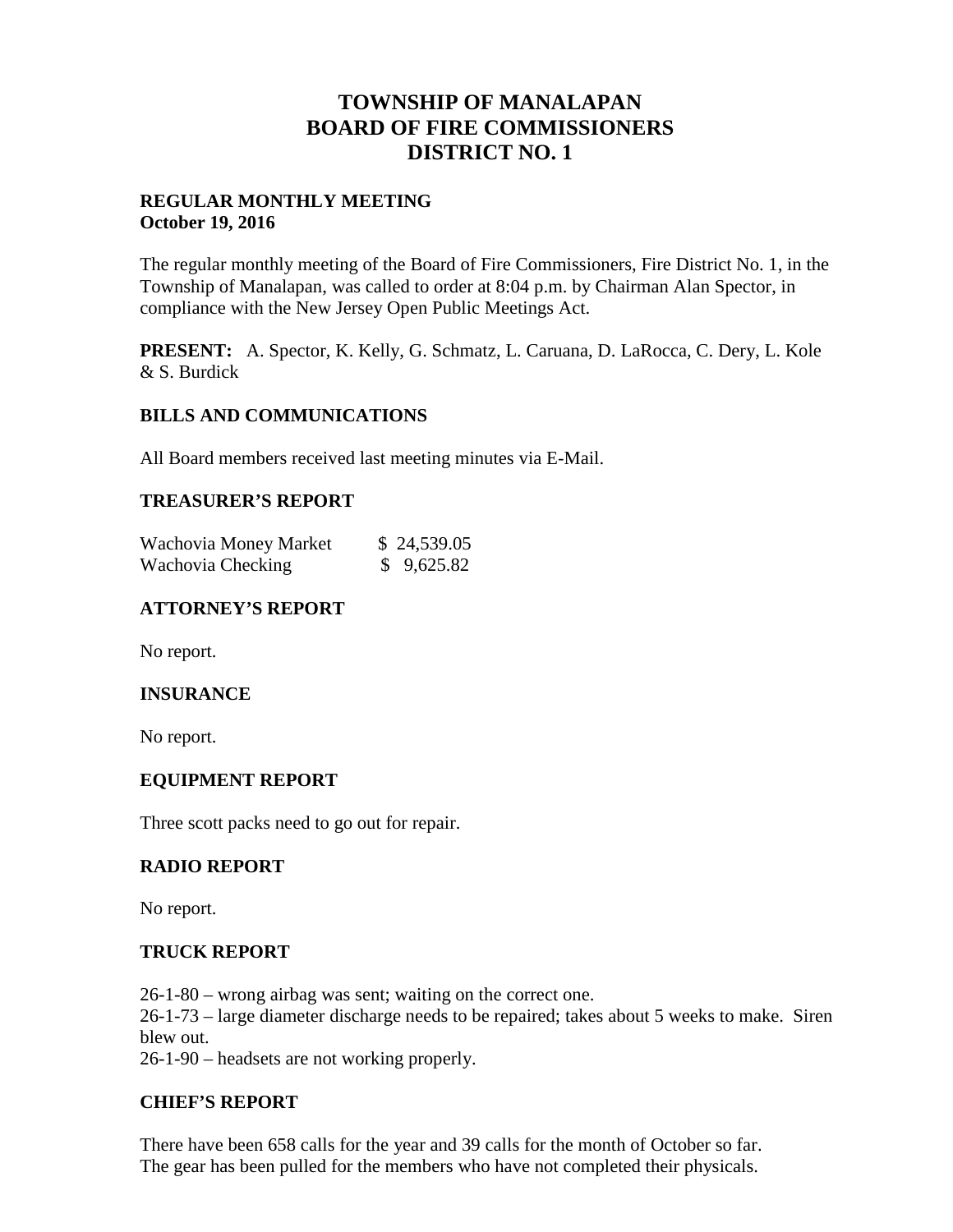# TOWNSHIP OF MANALAPAN
# BOARD OF FIRE COMMISSIONERS
# DISTRICT NO. 1

**REGULAR MONTHLY MEETING**
**October 19, 2016**

The regular monthly meeting of the Board of Fire Commissioners, Fire District No. 1, in the Township of Manalapan, was called to order at 8:04 p.m. by Chairman Alan Spector, in compliance with the New Jersey Open Public Meetings Act.

**PRESENT:** A. Spector, K. Kelly, G. Schmatz, L. Caruana, D. LaRocca, C. Dery, L. Kole & S. Burdick

## BILLS AND COMMUNICATIONS

All Board members received last meeting minutes via E-Mail.

## TREASURER'S REPORT

| | |
|---|---|
| Wachovia Money Market | $ 24,539.05 |
| Wachovia Checking | $ 9,625.82 |

## ATTORNEY'S REPORT

No report.

## INSURANCE

No report.

## EQUIPMENT REPORT

Three scott packs need to go out for repair.

## RADIO REPORT

No report.

## TRUCK REPORT

26-1-80 – wrong airbag was sent; waiting on the correct one.
26-1-73 – large diameter discharge needs to be repaired; takes about 5 weeks to make. Siren blew out.
26-1-90 – headsets are not working properly.

## CHIEF'S REPORT

There have been 658 calls for the year and 39 calls for the month of October so far.
The gear has been pulled for the members who have not completed their physicals.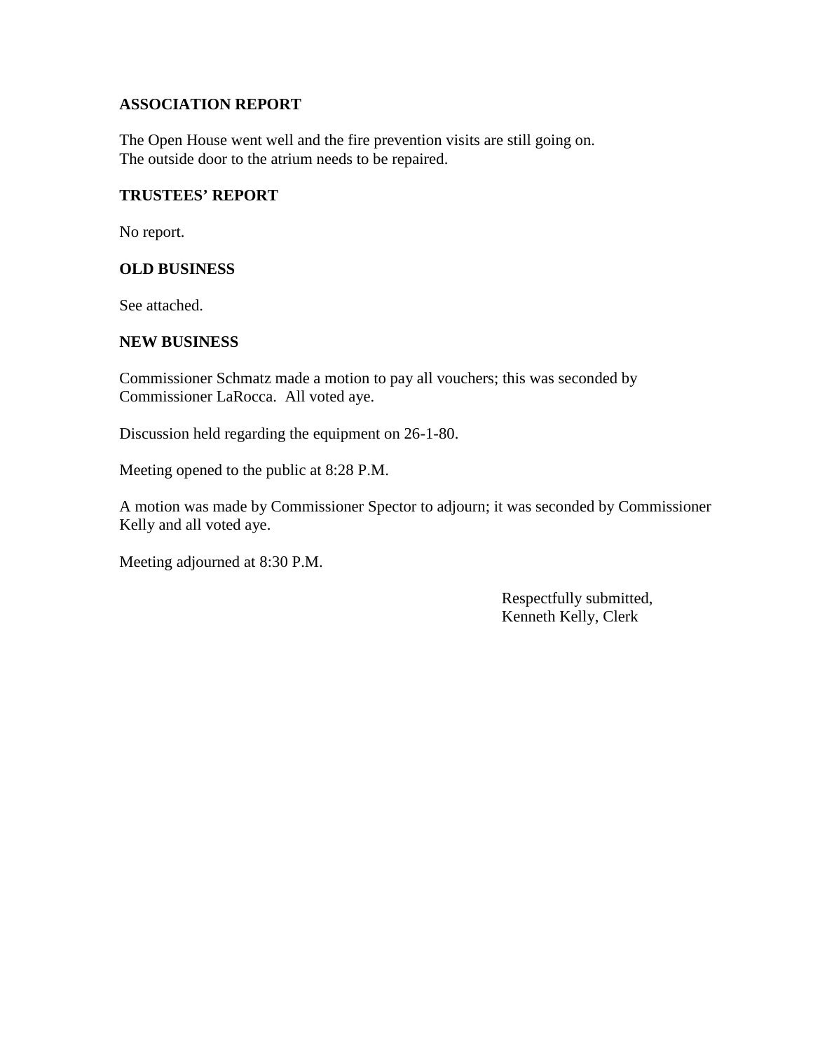**ASSOCIATION REPORT**

The Open House went well and the fire prevention visits are still going on.
The outside door to the atrium needs to be repaired.

**TRUSTEES' REPORT**

No report.

**OLD BUSINESS**

See attached.

**NEW BUSINESS**

Commissioner Schmatz made a motion to pay all vouchers; this was seconded by Commissioner LaRocca. All voted aye.

Discussion held regarding the equipment on 26-1-80.

Meeting opened to the public at 8:28 P.M.

A motion was made by Commissioner Spector to adjourn; it was seconded by Commissioner Kelly and all voted aye.

Meeting adjourned at 8:30 P.M.

Respectfully submitted,
Kenneth Kelly, Clerk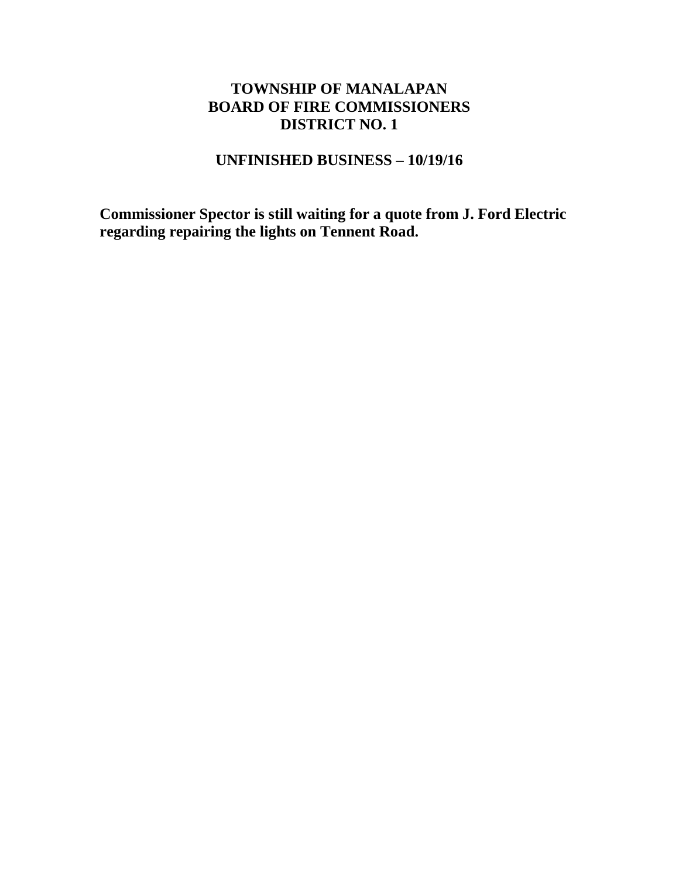# TOWNSHIP OF MANALAPAN
# BOARD OF FIRE COMMISSIONERS
# DISTRICT NO. 1

## UNFINISHED BUSINESS – 10/19/16

**Commissioner Spector is still waiting for a quote from J. Ford Electric regarding repairing the lights on Tennent Road.**